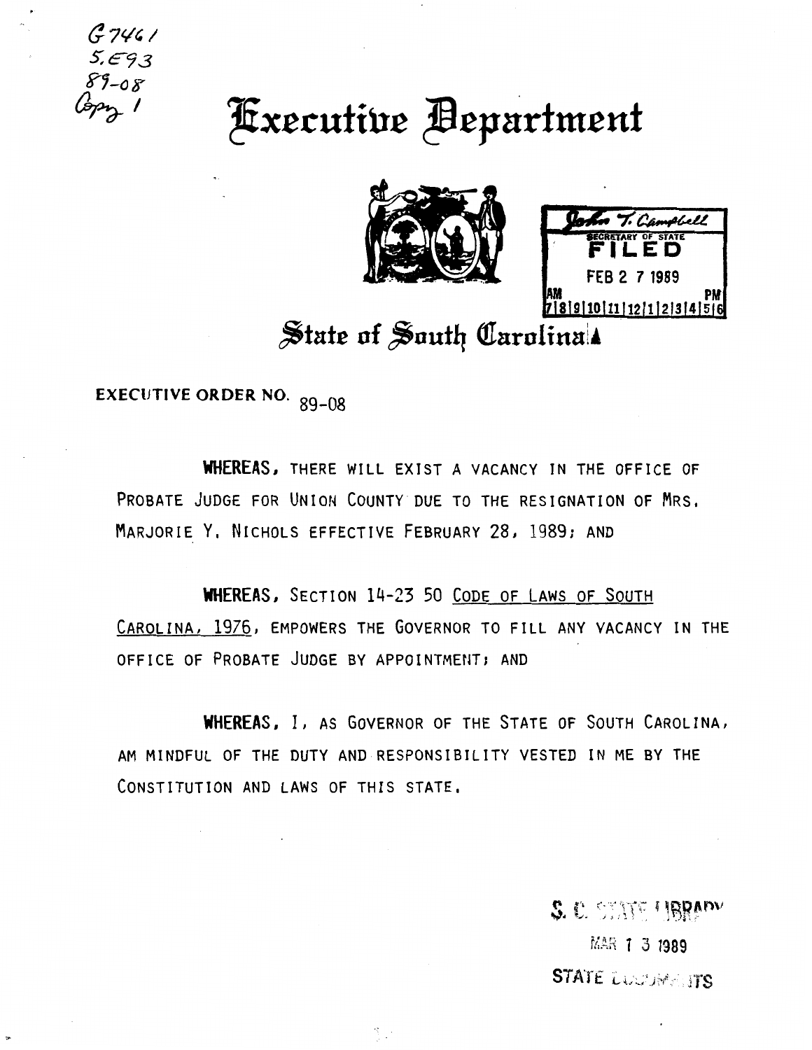G7461
5.E93
89-08
Copy 1

# Executive Department

John T. Campbell
SECRETARY OF STATE
FILED
FEB 2 7 1989
AM 7|8|9|10|11|12|1|2|3|4|5|6 PM

## State of South Carolina

**EXECUTIVE ORDER NO.** 89-08

**WHEREAS**, THERE WILL EXIST A VACANCY IN THE OFFICE OF PROBATE JUDGE FOR UNION COUNTY DUE TO THE RESIGNATION OF MRS. MARJORIE Y. NICHOLS EFFECTIVE FEBRUARY 28, 1989; AND

**WHEREAS**, SECTION 14-23 50 CODE OF LAWS OF SOUTH CAROLINA, 1976, EMPOWERS THE GOVERNOR TO FILL ANY VACANCY IN THE OFFICE OF PROBATE JUDGE BY APPOINTMENT; AND

**WHEREAS**, I, AS GOVERNOR OF THE STATE OF SOUTH CAROLINA, AM MINDFUL OF THE DUTY AND RESPONSIBILITY VESTED IN ME BY THE CONSTITUTION AND LAWS OF THIS STATE.

S. C. STATE LIBRARY
MAR 1 3 1989
STATE DOCUMENTS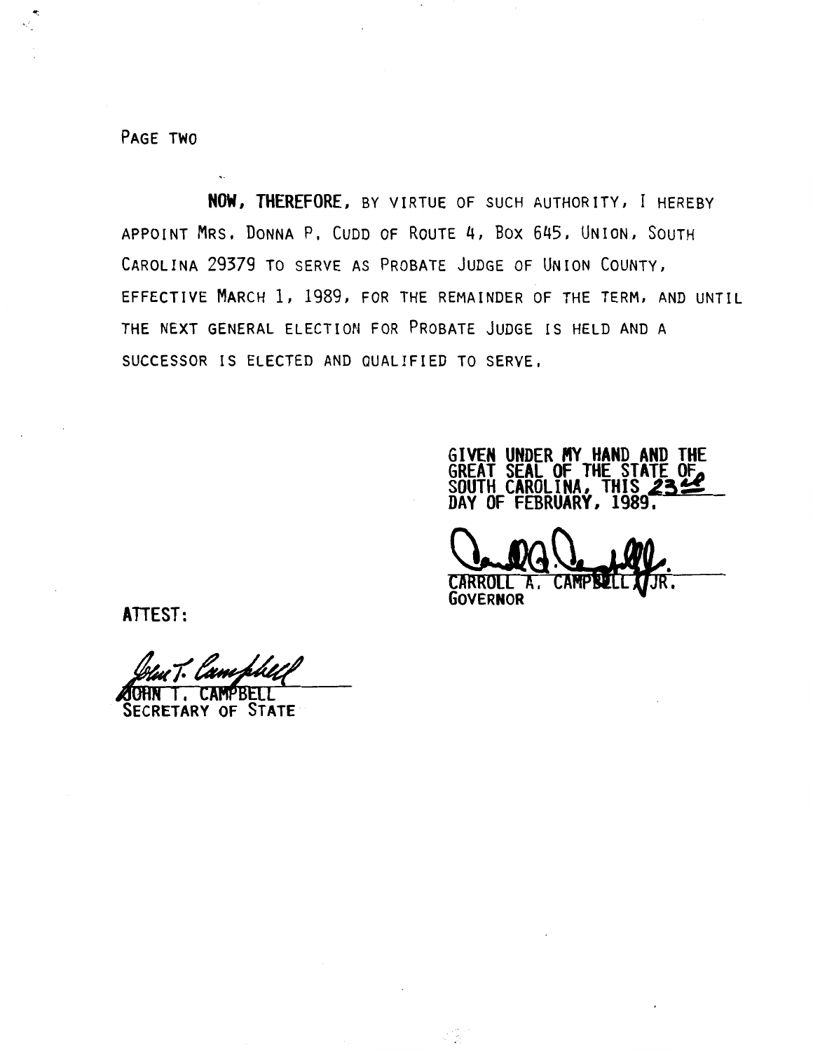PAGE TWO

**NOW, THEREFORE**, BY VIRTUE OF SUCH AUTHORITY, I HEREBY APPOINT MRS. DONNA P. CUDD OF ROUTE 4, BOX 645, UNION, SOUTH CAROLINA 29379 TO SERVE AS PROBATE JUDGE OF UNION COUNTY, EFFECTIVE MARCH 1, 1989, FOR THE REMAINDER OF THE TERM, AND UNTIL THE NEXT GENERAL ELECTION FOR PROBATE JUDGE IS HELD AND A SUCCESSOR IS ELECTED AND QUALIFIED TO SERVE.

**GIVEN UNDER MY HAND AND THE GREAT SEAL OF THE STATE OF SOUTH CAROLINA, THIS 23rd DAY OF FEBRUARY, 1989.**

CARROLL A. CAMPBELL, JR.
**GOVERNOR**

**ATTEST:**

JOHN T. CAMPBELL
SECRETARY OF STATE